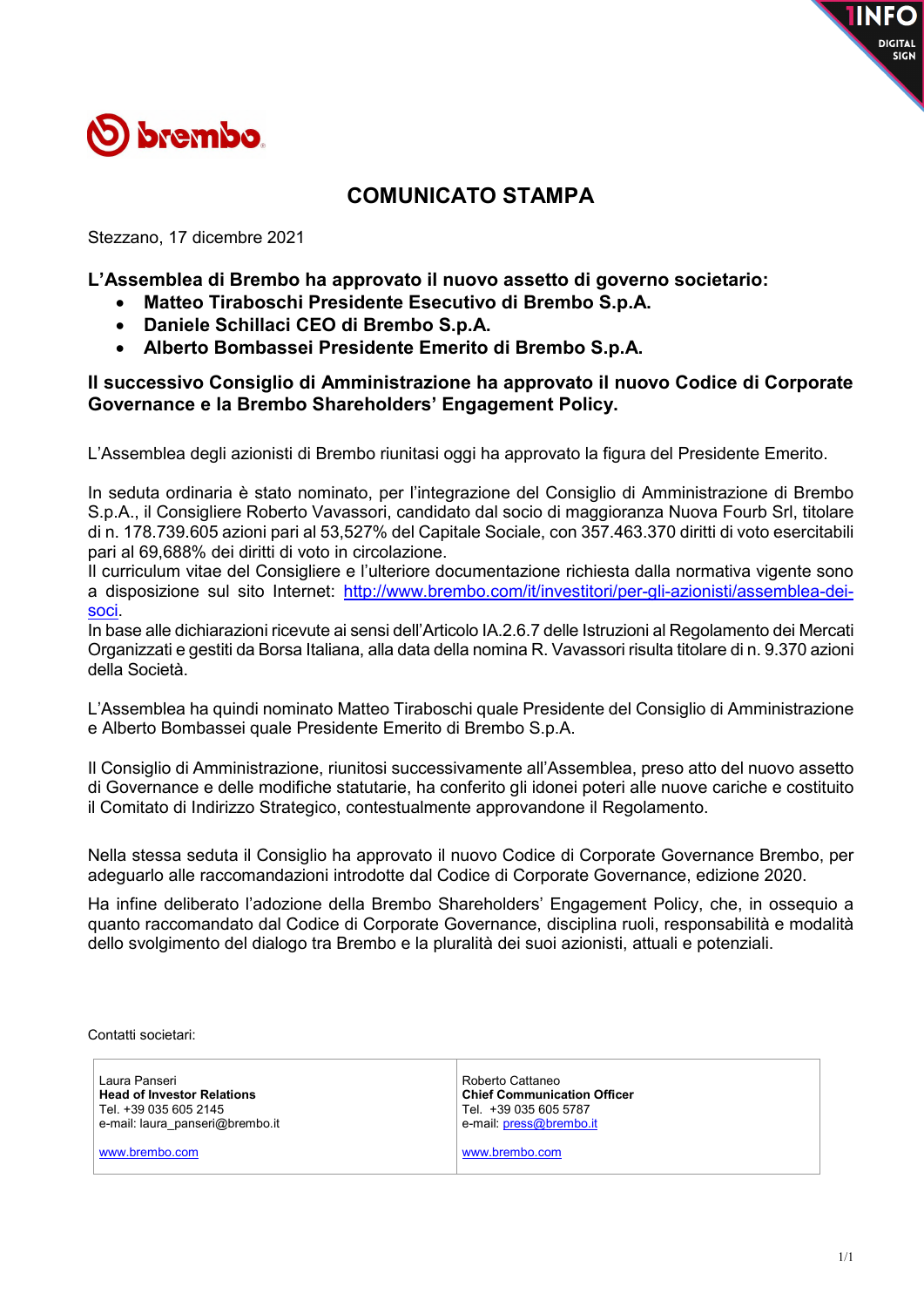# COMUNICATO STAMPA

Stezzano, 17 dicembre 2021

**L'Assemblea di Brembo ha approvato il nuovo assetto di governo societario:**

- **Matteo Tiraboschi Presidente Esecutivo di Brembo S.p.A.**
- **Daniele Schillaci CEO di Brembo S.p.A.**
- **Alberto Bombassei Presidente Emerito di Brembo S.p.A.**

**Il successivo Consiglio di Amministrazione ha approvato il nuovo Codice di Corporate Governance e la Brembo Shareholders' Engagement Policy.**

L'Assemblea degli azionisti di Brembo riunitasi oggi ha approvato la figura del Presidente Emerito.

In seduta ordinaria è stato nominato, per l'integrazione del Consiglio di Amministrazione di Brembo S.p.A., il Consigliere Roberto Vavassori, candidato dal socio di maggioranza Nuova Fourb Srl, titolare di n. 178.739.605 azioni pari al 53,527% del Capitale Sociale, con 357.463.370 diritti di voto esercitabili pari al 69,688% dei diritti di voto in circolazione.
Il curriculum vitae del Consigliere e l'ulteriore documentazione richiesta dalla normativa vigente sono a disposizione sul sito Internet: [http://www.brembo.com/it/investitori/per-gli-azionisti/assemblea-dei-soci](http://www.brembo.com/it/investitori/per-gli-azionisti/assemblea-dei-soci).
In base alle dichiarazioni ricevute ai sensi dell'Articolo IA.2.6.7 delle Istruzioni al Regolamento dei Mercati Organizzati e gestiti da Borsa Italiana, alla data della nomina R. Vavassori risulta titolare di n. 9.370 azioni della Società.

L'Assemblea ha quindi nominato Matteo Tiraboschi quale Presidente del Consiglio di Amministrazione e Alberto Bombassei quale Presidente Emerito di Brembo S.p.A.

Il Consiglio di Amministrazione, riunitosi successivamente all'Assemblea, preso atto del nuovo assetto di Governance e delle modifiche statutarie, ha conferito gli idonei poteri alle nuove cariche e costituito il Comitato di Indirizzo Strategico, contestualmente approvandone il Regolamento.

Nella stessa seduta il Consiglio ha approvato il nuovo Codice di Corporate Governance Brembo, per adeguarlo alle raccomandazioni introdotte dal Codice di Corporate Governance, edizione 2020.

Ha infine deliberato l'adozione della Brembo Shareholders' Engagement Policy, che, in ossequio a quanto raccomandato dal Codice di Corporate Governance, disciplina ruoli, responsabilità e modalità dello svolgimento del dialogo tra Brembo e la pluralità dei suoi azionisti, attuali e potenziali.

Contatti societari:

| Laura Panseri<br>**Head of Investor Relations**<br>Tel. +39 035 605 2145<br>e-mail: laura_panseri@brembo.it<br><br>www.brembo.com | Roberto Cattaneo<br>**Chief Communication Officer**<br>Tel. +39 035 605 5787<br>e-mail: press@brembo.it<br><br>www.brembo.com |
|---|---|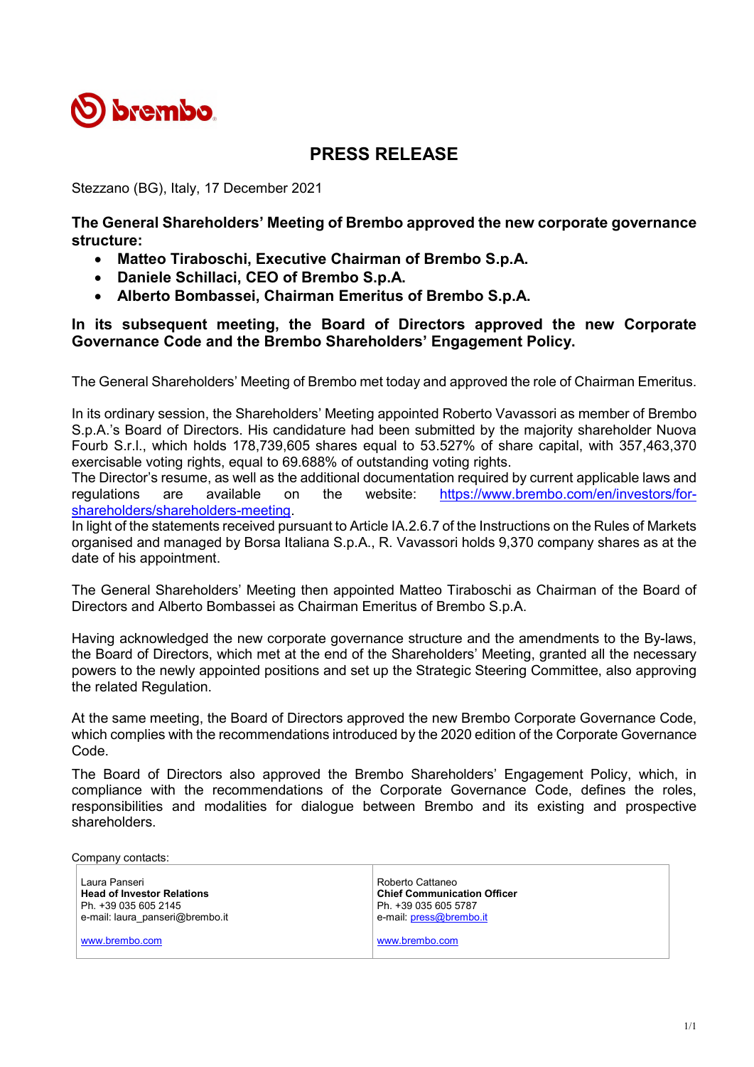# PRESS RELEASE

Stezzano (BG), Italy, 17 December 2021

**The General Shareholders' Meeting of Brembo approved the new corporate governance structure:**

- **Matteo Tiraboschi, Executive Chairman of Brembo S.p.A.**
- **Daniele Schillaci, CEO of Brembo S.p.A.**
- **Alberto Bombassei, Chairman Emeritus of Brembo S.p.A.**

**In its subsequent meeting, the Board of Directors approved the new Corporate Governance Code and the Brembo Shareholders' Engagement Policy.**

The General Shareholders' Meeting of Brembo met today and approved the role of Chairman Emeritus.

In its ordinary session, the Shareholders' Meeting appointed Roberto Vavassori as member of Brembo S.p.A.'s Board of Directors. His candidature had been submitted by the majority shareholder Nuova Fourb S.r.l., which holds 178,739,605 shares equal to 53.527% of share capital, with 357,463,370 exercisable voting rights, equal to 69.688% of outstanding voting rights.
The Director's resume, as well as the additional documentation required by current applicable laws and regulations are available on the website: https://www.brembo.com/en/investors/for-shareholders/shareholders-meeting.
In light of the statements received pursuant to Article IA.2.6.7 of the Instructions on the Rules of Markets organised and managed by Borsa Italiana S.p.A., R. Vavassori holds 9,370 company shares as at the date of his appointment.

The General Shareholders' Meeting then appointed Matteo Tiraboschi as Chairman of the Board of Directors and Alberto Bombassei as Chairman Emeritus of Brembo S.p.A.

Having acknowledged the new corporate governance structure and the amendments to the By-laws, the Board of Directors, which met at the end of the Shareholders' Meeting, granted all the necessary powers to the newly appointed positions and set up the Strategic Steering Committee, also approving the related Regulation.

At the same meeting, the Board of Directors approved the new Brembo Corporate Governance Code, which complies with the recommendations introduced by the 2020 edition of the Corporate Governance Code.

The Board of Directors also approved the Brembo Shareholders' Engagement Policy, which, in compliance with the recommendations of the Corporate Governance Code, defines the roles, responsibilities and modalities for dialogue between Brembo and its existing and prospective shareholders.

Company contacts:

| | |
|---|---|
| Laura Panseri<br>**Head of Investor Relations**<br>Ph. +39 035 605 2145<br>e-mail: laura_panseri@brembo.it<br><br>www.brembo.com | Roberto Cattaneo<br>**Chief Communication Officer**<br>Ph. +39 035 605 5787<br>e-mail: press@brembo.it<br><br>www.brembo.com |